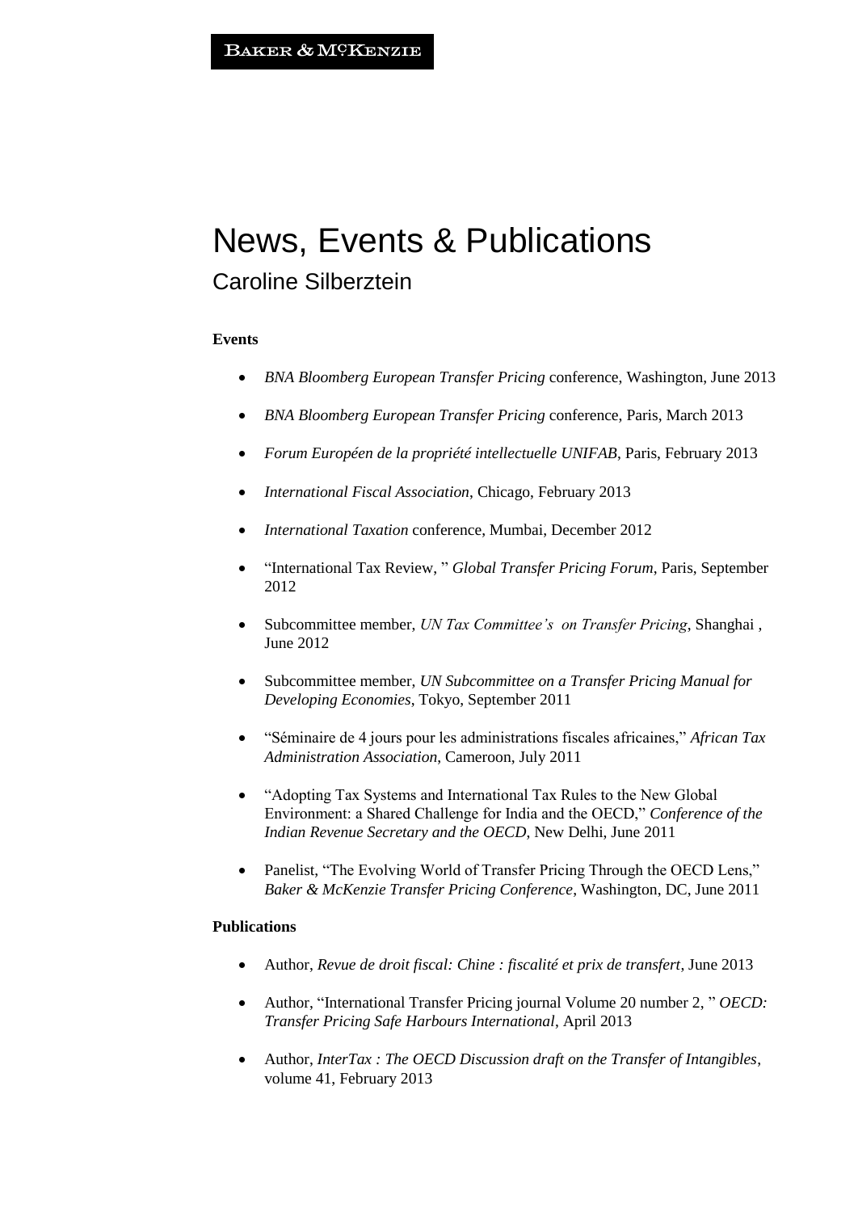BAKER & MCKENZIE

# News, Events & Publications

## Caroline Silberztein

**Events**

- *BNA Bloomberg European Transfer Pricing* conference, Washington, June 2013
- *BNA Bloomberg European Transfer Pricing* conference, Paris, March 2013
- *Forum Européen de la propriété intellectuelle UNIFAB*, Paris, February 2013
- *International Fiscal Association*, Chicago, February 2013
- *International Taxation* conference, Mumbai, December 2012
- "International Tax Review, " *Global Transfer Pricing Forum*, Paris, September 2012
- Subcommittee member, *UN Tax Committee's on Transfer Pricing*, Shanghai , June 2012
- Subcommittee member, *UN Subcommittee on a Transfer Pricing Manual for Developing Economies*, Tokyo, September 2011
- "Séminaire de 4 jours pour les administrations fiscales africaines," *African Tax Administration Association*, Cameroon, July 2011
- "Adopting Tax Systems and International Tax Rules to the New Global Environment: a Shared Challenge for India and the OECD," *Conference of the Indian Revenue Secretary and the OECD*, New Delhi, June 2011
- Panelist, "The Evolving World of Transfer Pricing Through the OECD Lens," *Baker & McKenzie Transfer Pricing Conference*, Washington, DC, June 2011

**Publications**

- Author, *Revue de droit fiscal: Chine : fiscalité et prix de transfert*, June 2013
- Author, "International Transfer Pricing journal Volume 20 number 2, " *OECD: Transfer Pricing Safe Harbours International*, April 2013
- Author, *InterTax : The OECD Discussion draft on the Transfer of Intangibles*, volume 41, February 2013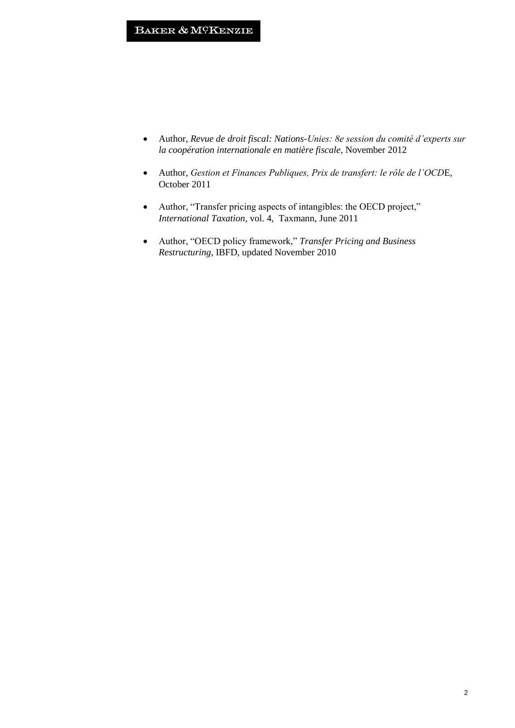- Author, *Revue de droit fiscal: Nations-Unies: 8e session du comité d'experts sur la coopération internationale en matière fiscale*, November 2012

- Author, *Gestion et Finances Publiques, Prix de transfert: le rôle de l'OCD*E, October 2011

- Author, "Transfer pricing aspects of intangibles: the OECD project," *International Taxation*, vol. 4, Taxmann, June 2011

- Author, "OECD policy framework," *Transfer Pricing and Business Restructuring*, IBFD, updated November 2010